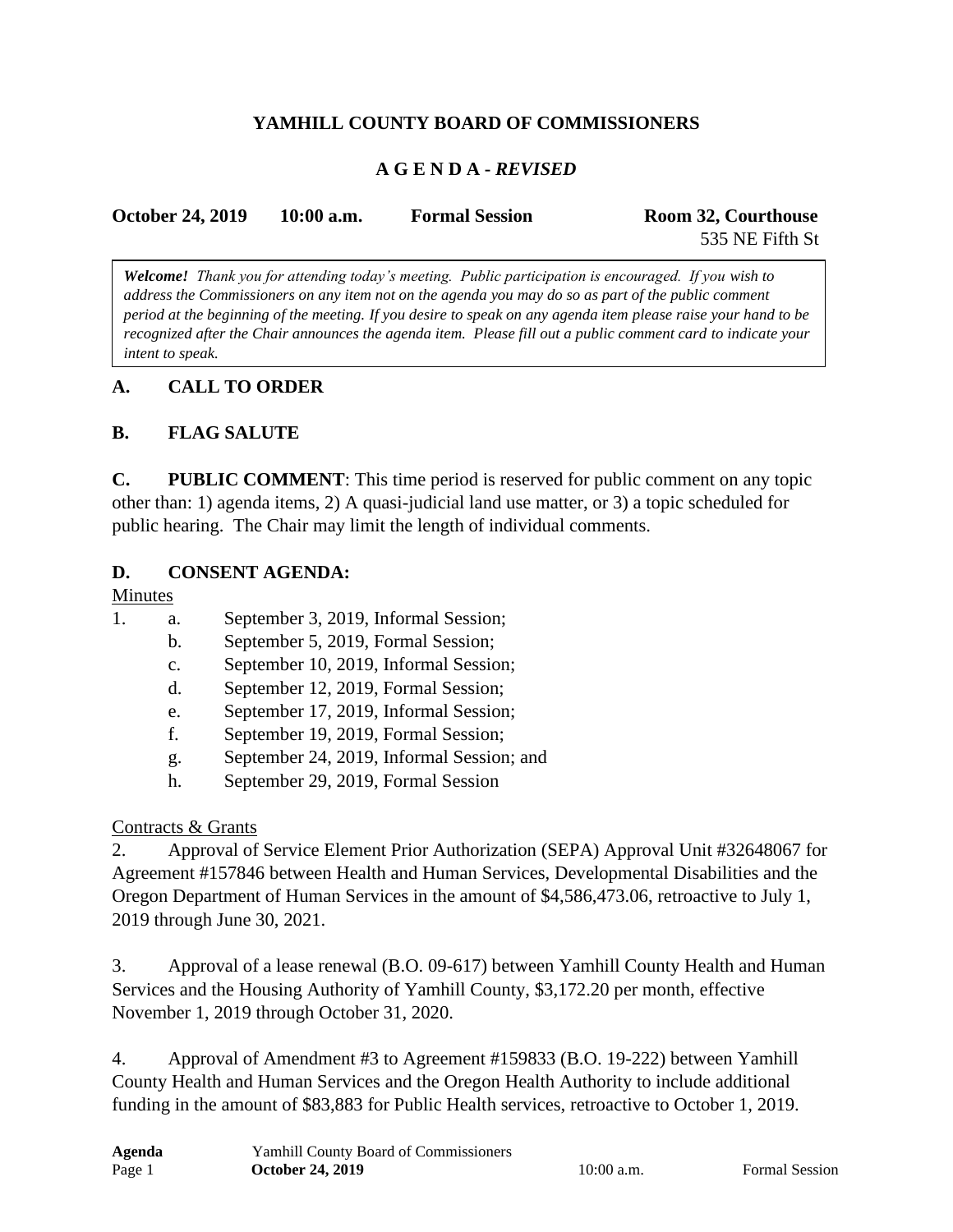# YAMHILL COUNTY BOARD OF COMMISSIONERS

## A G E N D A - *REVISED*

**October 24, 2019** **10:00 a.m.** **Formal Session** **Room 32, Courthouse**
535 NE Fifth St

> ***Welcome!*** *Thank you for attending today's meeting. Public participation is encouraged. If you wish to address the Commissioners on any item not on the agenda you may do so as part of the public comment period at the beginning of the meeting. If you desire to speak on any agenda item please raise your hand to be recognized after the Chair announces the agenda item. Please fill out a public comment card to indicate your intent to speak.*

### A. CALL TO ORDER

### B. FLAG SALUTE

**C. PUBLIC COMMENT**: This time period is reserved for public comment on any topic other than: 1) agenda items, 2) A quasi-judicial land use matter, or 3) a topic scheduled for public hearing. The Chair may limit the length of individual comments.

### D. CONSENT AGENDA:

Minutes

1. a. September 3, 2019, Informal Session;
   b. September 5, 2019, Formal Session;
   c. September 10, 2019, Informal Session;
   d. September 12, 2019, Formal Session;
   e. September 17, 2019, Informal Session;
   f. September 19, 2019, Formal Session;
   g. September 24, 2019, Informal Session; and
   h. September 29, 2019, Formal Session

Contracts & Grants

2. Approval of Service Element Prior Authorization (SEPA) Approval Unit #32648067 for Agreement #157846 between Health and Human Services, Developmental Disabilities and the Oregon Department of Human Services in the amount of $4,586,473.06, retroactive to July 1, 2019 through June 30, 2021.

3. Approval of a lease renewal (B.O. 09-617) between Yamhill County Health and Human Services and the Housing Authority of Yamhill County, $3,172.20 per month, effective November 1, 2019 through October 31, 2020.

4. Approval of Amendment #3 to Agreement #159833 (B.O. 19-222) between Yamhill County Health and Human Services and the Oregon Health Authority to include additional funding in the amount of $83,883 for Public Health services, retroactive to October 1, 2019.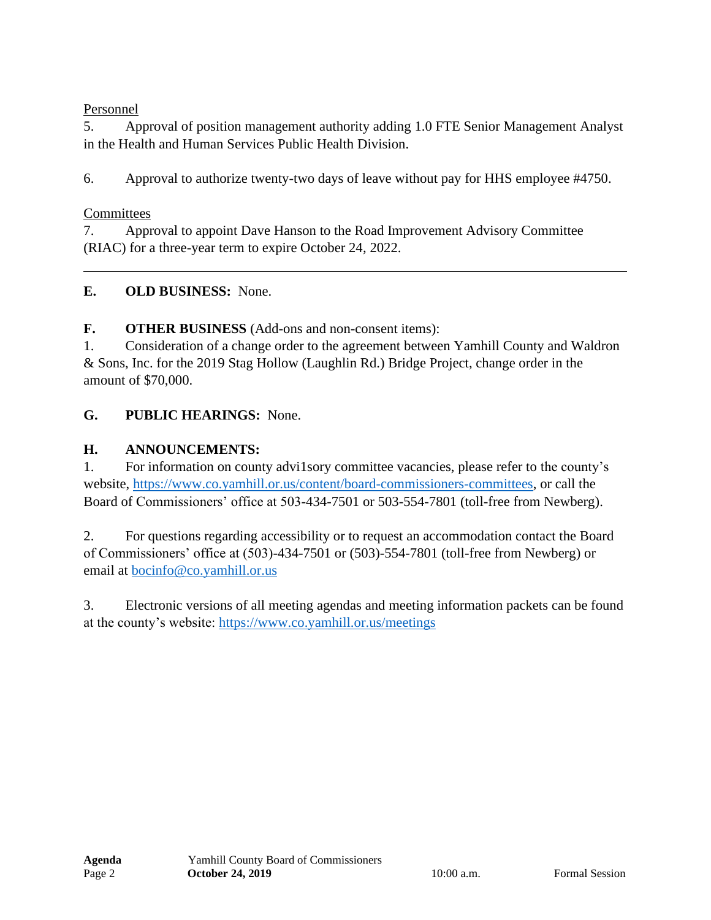Personnel

5. Approval of position management authority adding 1.0 FTE Senior Management Analyst in the Health and Human Services Public Health Division.

6. Approval to authorize twenty-two days of leave without pay for HHS employee #4750.

Committees

7. Approval to appoint Dave Hanson to the Road Improvement Advisory Committee (RIAC) for a three-year term to expire October 24, 2022.

---

**E. OLD BUSINESS:** None.

**F. OTHER BUSINESS** (Add-ons and non-consent items):

1. Consideration of a change order to the agreement between Yamhill County and Waldron & Sons, Inc. for the 2019 Stag Hollow (Laughlin Rd.) Bridge Project, change order in the amount of $70,000.

**G. PUBLIC HEARINGS:** None.

**H. ANNOUNCEMENTS:**

1. For information on county advi1sory committee vacancies, please refer to the county's website, https://www.co.yamhill.or.us/content/board-commissioners-committees, or call the Board of Commissioners' office at 503-434-7501 or 503-554-7801 (toll-free from Newberg).

2. For questions regarding accessibility or to request an accommodation contact the Board of Commissioners' office at (503)-434-7501 or (503)-554-7801 (toll-free from Newberg) or email at bocinfo@co.yamhill.or.us

3. Electronic versions of all meeting agendas and meeting information packets can be found at the county's website: https://www.co.yamhill.or.us/meetings